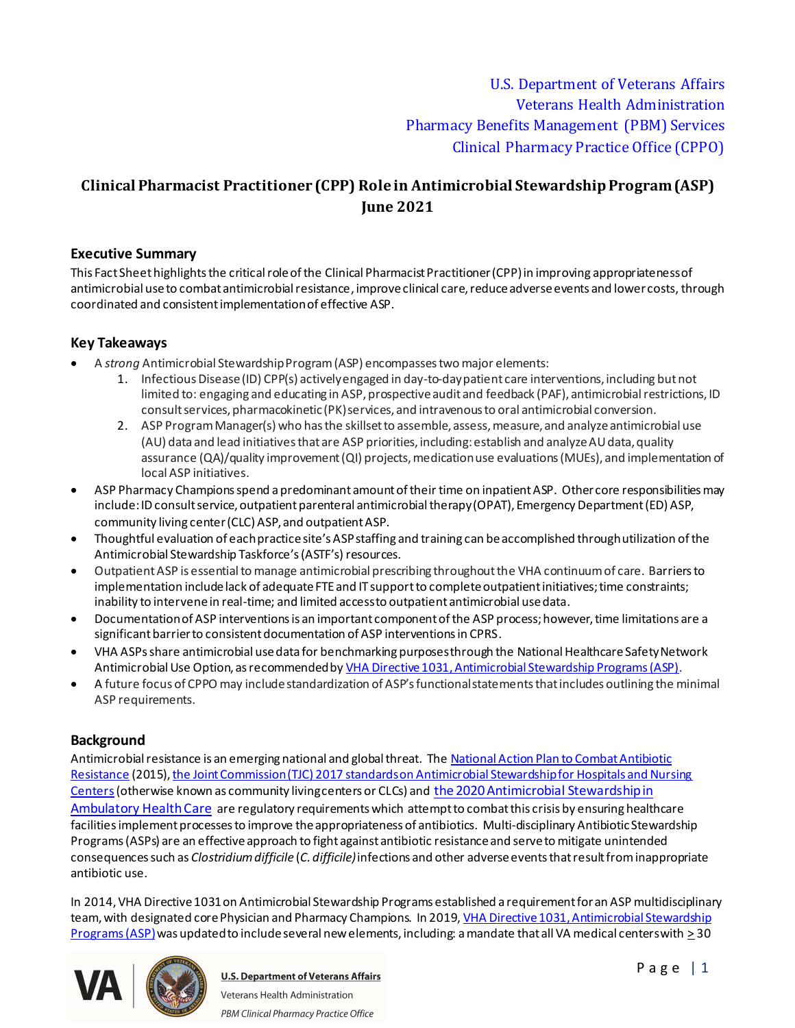U.S. Department of Veterans Affairs
Veterans Health Administration
Pharmacy Benefits Management (PBM) Services
Clinical Pharmacy Practice Office (CPPO)

# Clinical Pharmacist Practitioner (CPP) Role in Antimicrobial Stewardship Program (ASP) June 2021

## Executive Summary

This Fact Sheet highlights the critical role of the Clinical Pharmacist Practitioner (CPP) in improving appropriateness of antimicrobial use to combat antimicrobial resistance, improve clinical care, reduce adverse events and lower costs, through coordinated and consistent implementation of effective ASP.

## Key Takeaways

- A *strong* Antimicrobial Stewardship Program (ASP) encompasses two major elements:
  1. Infectious Disease (ID) CPP(s) actively engaged in day-to-day patient care interventions, including but not limited to: engaging and educating in ASP, prospective audit and feedback (PAF), antimicrobial restrictions, ID consult services, pharmacokinetic (PK) services, and intravenous to oral antimicrobial conversion.
  2. ASP Program Manager(s) who has the skillset to assemble, assess, measure, and analyze antimicrobial use (AU) data and lead initiatives that are ASP priorities, including: establish and analyze AU data, quality assurance (QA)/quality improvement (QI) projects, medication use evaluations (MUEs), and implementation of local ASP initiatives.
- ASP Pharmacy Champions spend a predominant amount of their time on inpatient ASP. Other core responsibilities may include: ID consult service, outpatient parenteral antimicrobial therapy (OPAT), Emergency Department (ED) ASP, community living center (CLC) ASP, and outpatient ASP.
- Thoughtful evaluation of each practice site's ASP staffing and training can be accomplished through utilization of the Antimicrobial Stewardship Taskforce's (ASTF's) resources.
- Outpatient ASP is essential to manage antimicrobial prescribing throughout the VHA continuum of care. Barriers to implementation include lack of adequate FTE and IT support to complete outpatient initiatives; time constraints; inability to intervene in real-time; and limited access to outpatient antimicrobial use data.
- Documentation of ASP interventions is an important component of the ASP process; however, time limitations are a significant barrier to consistent documentation of ASP interventions in CPRS.
- VHA ASPs share antimicrobial use data for benchmarking purposes through the National Healthcare Safety Network Antimicrobial Use Option, as recommended by VHA Directive 1031, Antimicrobial Stewardship Programs (ASP).
- A future focus of CPPO may include standardization of ASP's functional statements that includes outlining the minimal ASP requirements.

## Background

Antimicrobial resistance is an emerging national and global threat. The National Action Plan to Combat Antibiotic Resistance (2015), the Joint Commission (TJC) 2017 standards on Antimicrobial Stewardship for Hospitals and Nursing Centers (otherwise known as community living centers or CLCs) and the 2020 Antimicrobial Stewardship in Ambulatory Health Care are regulatory requirements which attempt to combat this crisis by ensuring healthcare facilities implement processes to improve the appropriateness of antibiotics. Multi-disciplinary Antibiotic Stewardship Programs (ASPs) are an effective approach to fight against antibiotic resistance and serve to mitigate unintended consequences such as *Clostridium difficile* (*C. difficile)* infections and other adverse events that result from inappropriate antibiotic use.

In 2014, VHA Directive 1031 on Antimicrobial Stewardship Programs established a requirement for an ASP multidisciplinary team, with designated core Physician and Pharmacy Champions. In 2019, VHA Directive 1031, Antimicrobial Stewardship Programs (ASP) was updated to include several new elements, including: a mandate that all VA medical centers with $\geq$ 30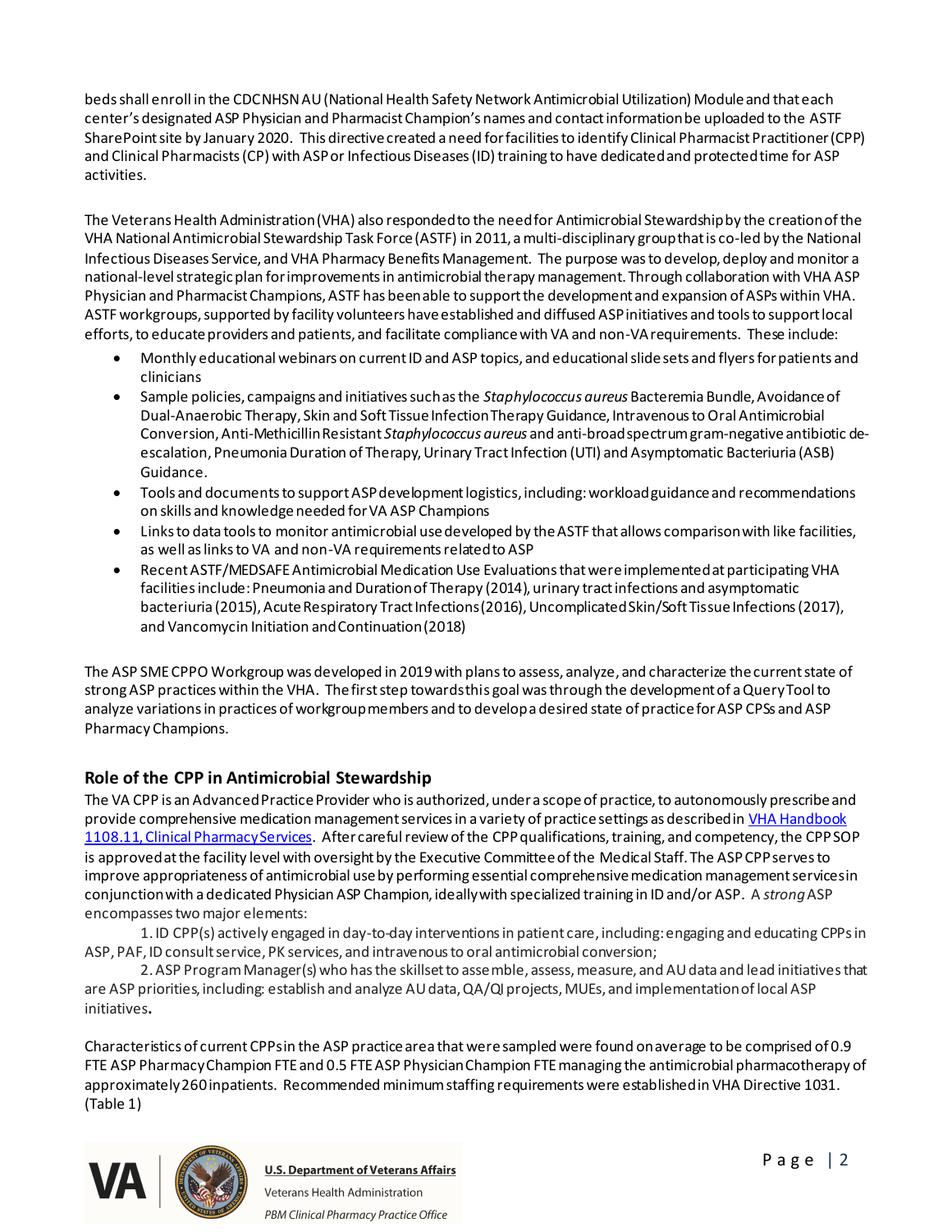beds shall enroll in the CDC NHSN AU (National Health Safety Network Antimicrobial Utilization) Module and that each center's designated ASP Physician and Pharmacist Champion's names and contact information be uploaded to the ASTF SharePoint site by January 2020. This directive created a need for facilities to identify Clinical Pharmacist Practitioner (CPP) and Clinical Pharmacists (CP) with ASP or Infectious Diseases (ID) training to have dedicated and protected time for ASP activities.

The Veterans Health Administration (VHA) also responded to the need for Antimicrobial Stewardship by the creation of the VHA National Antimicrobial Stewardship Task Force (ASTF) in 2011, a multi-disciplinary group that is co-led by the National Infectious Diseases Service, and VHA Pharmacy Benefits Management. The purpose was to develop, deploy and monitor a national-level strategic plan for improvements in antimicrobial therapy management. Through collaboration with VHA ASP Physician and Pharmacist Champions, ASTF has been able to support the development and expansion of ASPs within VHA. ASTF workgroups, supported by facility volunteers have established and diffused ASP initiatives and tools to support local efforts, to educate providers and patients, and facilitate compliance with VA and non-VA requirements. These include:

- Monthly educational webinars on current ID and ASP topics, and educational slide sets and flyers for patients and clinicians
- Sample policies, campaigns and initiatives such as the *Staphylococcus aureus* Bacteremia Bundle, Avoidance of Dual-Anaerobic Therapy, Skin and Soft Tissue Infection Therapy Guidance, Intravenous to Oral Antimicrobial Conversion, Anti-Methicillin Resistant *Staphylococcus aureus* and anti-broad spectrum gram-negative antibiotic de-escalation, Pneumonia Duration of Therapy, Urinary Tract Infection (UTI) and Asymptomatic Bacteriuria (ASB) Guidance.
- Tools and documents to support ASP development logistics, including: workload guidance and recommendations on skills and knowledge needed for VA ASP Champions
- Links to data tools to monitor antimicrobial use developed by the ASTF that allows comparison with like facilities, as well as links to VA and non-VA requirements related to ASP
- Recent ASTF/MEDSAFE Antimicrobial Medication Use Evaluations that were implemented at participating VHA facilities include: Pneumonia and Duration of Therapy (2014), urinary tract infections and asymptomatic bacteriuria (2015), Acute Respiratory Tract Infections (2016), Uncomplicated Skin/Soft Tissue Infections (2017), and Vancomycin Initiation and Continuation (2018)

The ASP SME CPPO Workgroup was developed in 2019 with plans to assess, analyze, and characterize the current state of strong ASP practices within the VHA. The first step towards this goal was through the development of a Query Tool to analyze variations in practices of workgroup members and to develop a desired state of practice for ASP CPSs and ASP Pharmacy Champions.

## Role of the CPP in Antimicrobial Stewardship

The VA CPP is an Advanced Practice Provider who is authorized, under a scope of practice, to autonomously prescribe and provide comprehensive medication management services in a variety of practice settings as described in [VHA Handbook 1108.11, Clinical Pharmacy Services](). After careful review of the CPP qualifications, training, and competency, the CPP SOP is approved at the facility level with oversight by the Executive Committee of the Medical Staff. The ASP CPP serves to improve appropriateness of antimicrobial use by performing essential comprehensive medication management services in conjunction with a dedicated Physician ASP Champion, ideally with specialized training in ID and/or ASP. A *strong* ASP encompasses two major elements:

1. ID CPP(s) actively engaged in day-to-day interventions in patient care, including: engaging and educating CPPs in ASP, PAF, ID consult service, PK services, and intravenous to oral antimicrobial conversion;
2. ASP Program Manager(s) who has the skillset to assemble, assess, measure, and AU data and lead initiatives that are ASP priorities, including: establish and analyze AU data, QA/QI projects, MUEs, and implementation of local ASP initiatives.

Characteristics of current CPPs in the ASP practice area that were sampled were found on average to be comprised of 0.9 FTE ASP Pharmacy Champion FTE and 0.5 FTE ASP Physician Champion FTE managing the antimicrobial pharmacotherapy of approximately 260 inpatients. Recommended minimum staffing requirements were established in VHA Directive 1031. (Table 1)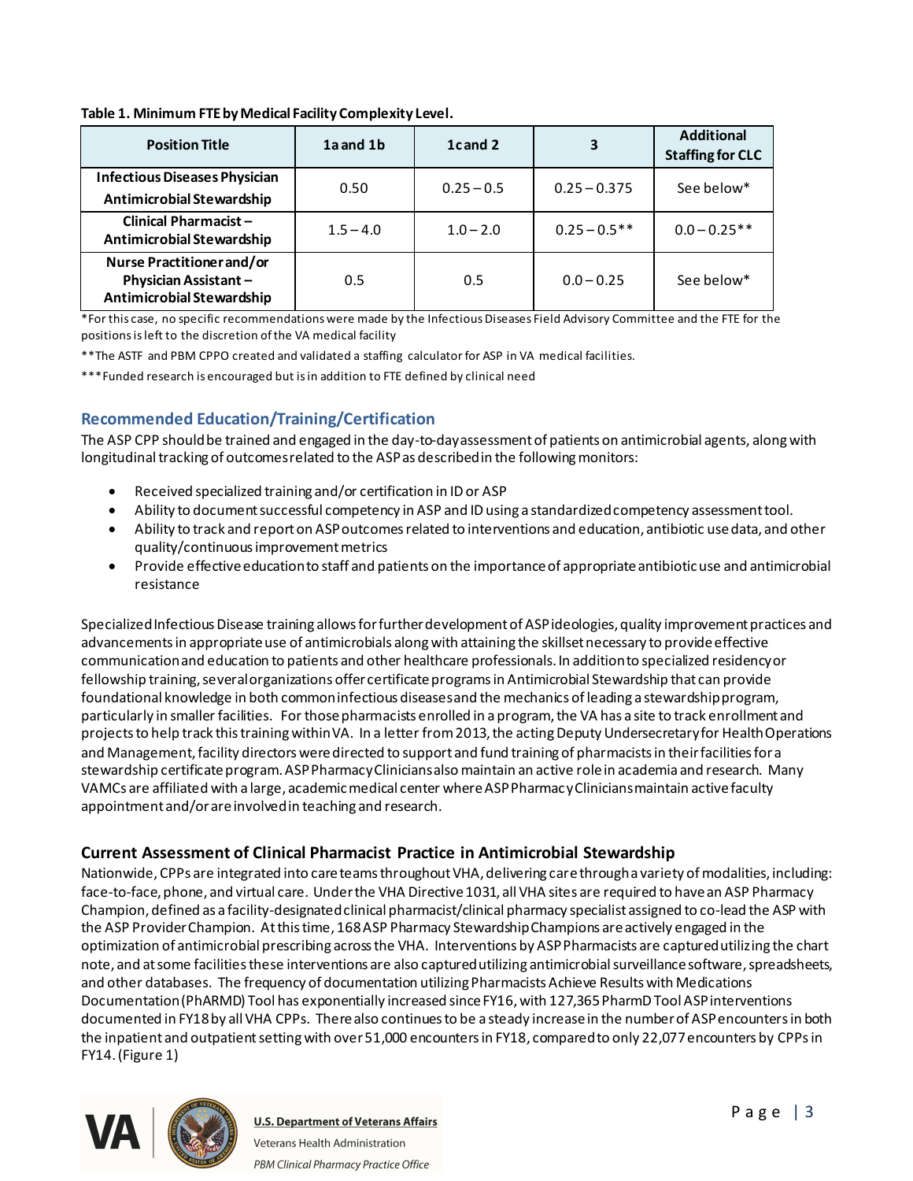**Table 1. Minimum FTE by Medical Facility Complexity Level.**

| Position Title | 1a and 1b | 1c and 2 | 3 | Additional Staffing for CLC |
|---|---|---|---|---|
| Infectious Diseases Physician Antimicrobial Stewardship | 0.50 | 0.25 – 0.5 | 0.25 – 0.375 | See below* |
| Clinical Pharmacist – Antimicrobial Stewardship | 1.5 – 4.0 | 1.0 – 2.0 | 0.25 – 0.5** | 0.0 – 0.25** |
| Nurse Practitioner and/or Physician Assistant – Antimicrobial Stewardship | 0.5 | 0.5 | 0.0 – 0.25 | See below* |

*For this case, no specific recommendations were made by the Infectious Diseases Field Advisory Committee and the FTE for the positions is left to the discretion of the VA medical facility

**The ASTF and PBM CPPO created and validated a staffing calculator for ASP in VA medical facilities.

***Funded research is encouraged but is in addition to FTE defined by clinical need

## Recommended Education/Training/Certification

The ASP CPP should be trained and engaged in the day-to-day assessment of patients on antimicrobial agents, along with longitudinal tracking of outcomes related to the ASP as described in the following monitors:

- Received specialized training and/or certification in ID or ASP
- Ability to document successful competency in ASP and ID using a standardized competency assessment tool.
- Ability to track and report on ASP outcomes related to interventions and education, antibiotic use data, and other quality/continuous improvement metrics
- Provide effective education to staff and patients on the importance of appropriate antibiotic use and antimicrobial resistance

Specialized Infectious Disease training allows for further development of ASP ideologies, quality improvement practices and advancements in appropriate use of antimicrobials along with attaining the skillset necessary to provide effective communication and education to patients and other healthcare professionals. In addition to specialized residency or fellowship training, several organizations offer certificate programs in Antimicrobial Stewardship that can provide foundational knowledge in both common infectious diseases and the mechanics of leading a stewardship program, particularly in smaller facilities. For those pharmacists enrolled in a program, the VA has a site to track enrollment and projects to help track this training within VA. In a letter from 2013, the acting Deputy Undersecretary for Health Operations and Management, facility directors were directed to support and fund training of pharmacists in their facilities for a stewardship certificate program. ASP Pharmacy Clinicians also maintain an active role in academia and research. Many VAMCs are affiliated with a large, academic medical center where ASP Pharmacy Clinicians maintain active faculty appointment and/or are involved in teaching and research.

## Current Assessment of Clinical Pharmacist Practice in Antimicrobial Stewardship

Nationwide, CPPs are integrated into care teams throughout VHA, delivering care through a variety of modalities, including: face-to-face, phone, and virtual care. Under the VHA Directive 1031, all VHA sites are required to have an ASP Pharmacy Champion, defined as a facility-designated clinical pharmacist/clinical pharmacy specialist assigned to co-lead the ASP with the ASP Provider Champion. At this time, 168 ASP Pharmacy Stewardship Champions are actively engaged in the optimization of antimicrobial prescribing across the VHA. Interventions by ASP Pharmacists are captured utilizing the chart note, and at some facilities these interventions are also captured utilizing antimicrobial surveillance software, spreadsheets, and other databases. The frequency of documentation utilizing Pharmacists Achieve Results with Medications Documentation (PhARMD) Tool has exponentially increased since FY16, with 127,365 PharmD Tool ASP interventions documented in FY18 by all VHA CPPs. There also continues to be a steady increase in the number of ASP encounters in both the inpatient and outpatient setting with over 51,000 encounters in FY18, compared to only 22,077 encounters by CPPs in FY14. (Figure 1)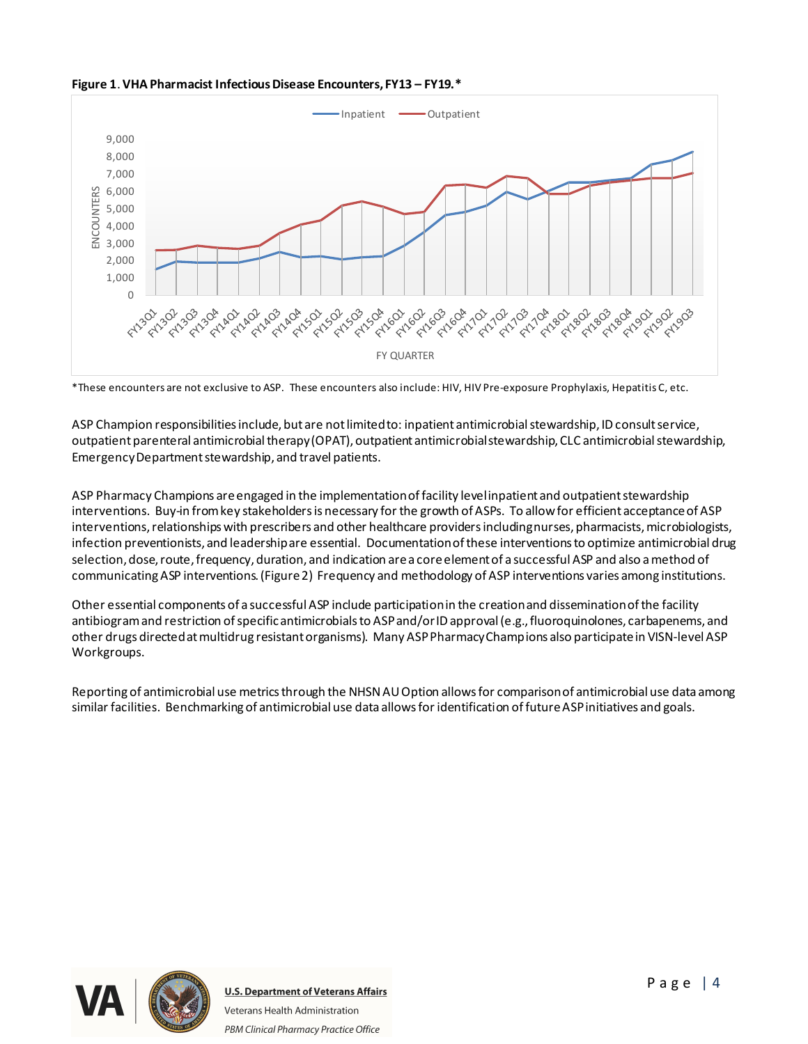**Figure 1**. **VHA Pharmacist Infectious Disease Encounters, FY13 – FY19.***

*These encounters are not exclusive to ASP. These encounters also include: HIV, HIV Pre-exposure Prophylaxis, Hepatitis C, etc.

ASP Champion responsibilities include, but are not limited to: inpatient antimicrobial stewardship, ID consult service, outpatient parenteral antimicrobial therapy (OPAT), outpatient antimicrobial stewardship, CLC antimicrobial stewardship, Emergency Department stewardship, and travel patients.

ASP Pharmacy Champions are engaged in the implementation of facility level inpatient and outpatient stewardship interventions. Buy-in from key stakeholders is necessary for the growth of ASPs. To allow for efficient acceptance of ASP interventions, relationships with prescribers and other healthcare providers including nurses, pharmacists, microbiologists, infection preventionists, and leadership are essential. Documentation of these interventions to optimize antimicrobial drug selection, dose, route, frequency, duration, and indication are a core element of a successful ASP and also a method of communicating ASP interventions. (Figure 2) Frequency and methodology of ASP interventions varies among institutions.

Other essential components of a successful ASP include participation in the creation and dissemination of the facility antibiogram and restriction of specific antimicrobials to ASP and/or ID approval (e.g., fluoroquinolones, carbapenems, and other drugs directed at multidrug resistant organisms). Many ASP Pharmacy Champions also participate in VISN-level ASP Workgroups.

Reporting of antimicrobial use metrics through the NHSN AU Option allows for comparison of antimicrobial use data among similar facilities. Benchmarking of antimicrobial use data allows for identification of future ASP initiatives and goals.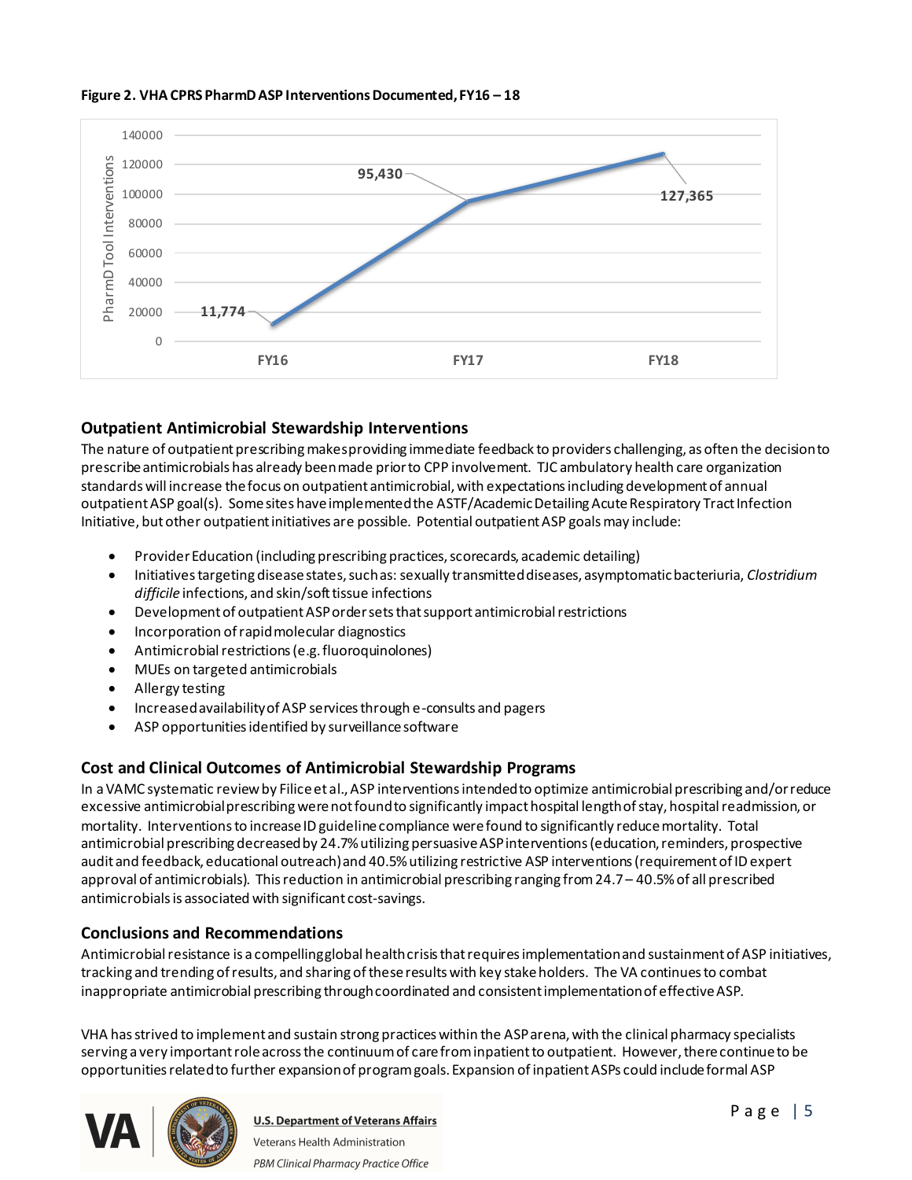**Figure 2. VHA CPRS PharmD ASP Interventions Documented, FY16 – 18**

| | FY16 | FY17 | FY18 |
|---|---|---|---|
| PharmD Tool Interventions | 11,774 | 95,430 | 127,365 |

## Outpatient Antimicrobial Stewardship Interventions

The nature of outpatient prescribing makes providing immediate feedback to providers challenging, as often the decision to prescribe antimicrobials has already been made prior to CPP involvement. TJC ambulatory health care organization standards will increase the focus on outpatient antimicrobial, with expectations including development of annual outpatient ASP goal(s). Some sites have implemented the ASTF/Academic Detailing Acute Respiratory Tract Infection Initiative, but other outpatient initiatives are possible. Potential outpatient ASP goals may include:

- Provider Education (including prescribing practices, scorecards, academic detailing)
- Initiatives targeting disease states, such as: sexually transmitted diseases, asymptomatic bacteriuria, *Clostridium difficile* infections, and skin/soft tissue infections
- Development of outpatient ASP order sets that support antimicrobial restrictions
- Incorporation of rapid molecular diagnostics
- Antimicrobial restrictions (e.g. fluoroquinolones)
- MUEs on targeted antimicrobials
- Allergy testing
- Increased availability of ASP services through e-consults and pagers
- ASP opportunities identified by surveillance software

## Cost and Clinical Outcomes of Antimicrobial Stewardship Programs

In a VAMC systematic review by Filice et al., ASP interventions intended to optimize antimicrobial prescribing and/or reduce excessive antimicrobial prescribing were not found to significantly impact hospital length of stay, hospital readmission, or mortality. Interventions to increase ID guideline compliance were found to significantly reduce mortality. Total antimicrobial prescribing decreased by 24.7% utilizing persuasive ASP interventions (education, reminders, prospective audit and feedback, educational outreach) and 40.5% utilizing restrictive ASP interventions (requirement of ID expert approval of antimicrobials). This reduction in antimicrobial prescribing ranging from 24.7 – 40.5% of all prescribed antimicrobials is associated with significant cost-savings.

## Conclusions and Recommendations

Antimicrobial resistance is a compelling global health crisis that requires implementation and sustainment of ASP initiatives, tracking and trending of results, and sharing of these results with key stake holders. The VA continues to combat inappropriate antimicrobial prescribing through coordinated and consistent implementation of effective ASP.

VHA has strived to implement and sustain strong practices within the ASP arena, with the clinical pharmacy specialists serving a very important role across the continuum of care from inpatient to outpatient. However, there continue to be opportunities related to further expansion of program goals. Expansion of inpatient ASPs could include formal ASP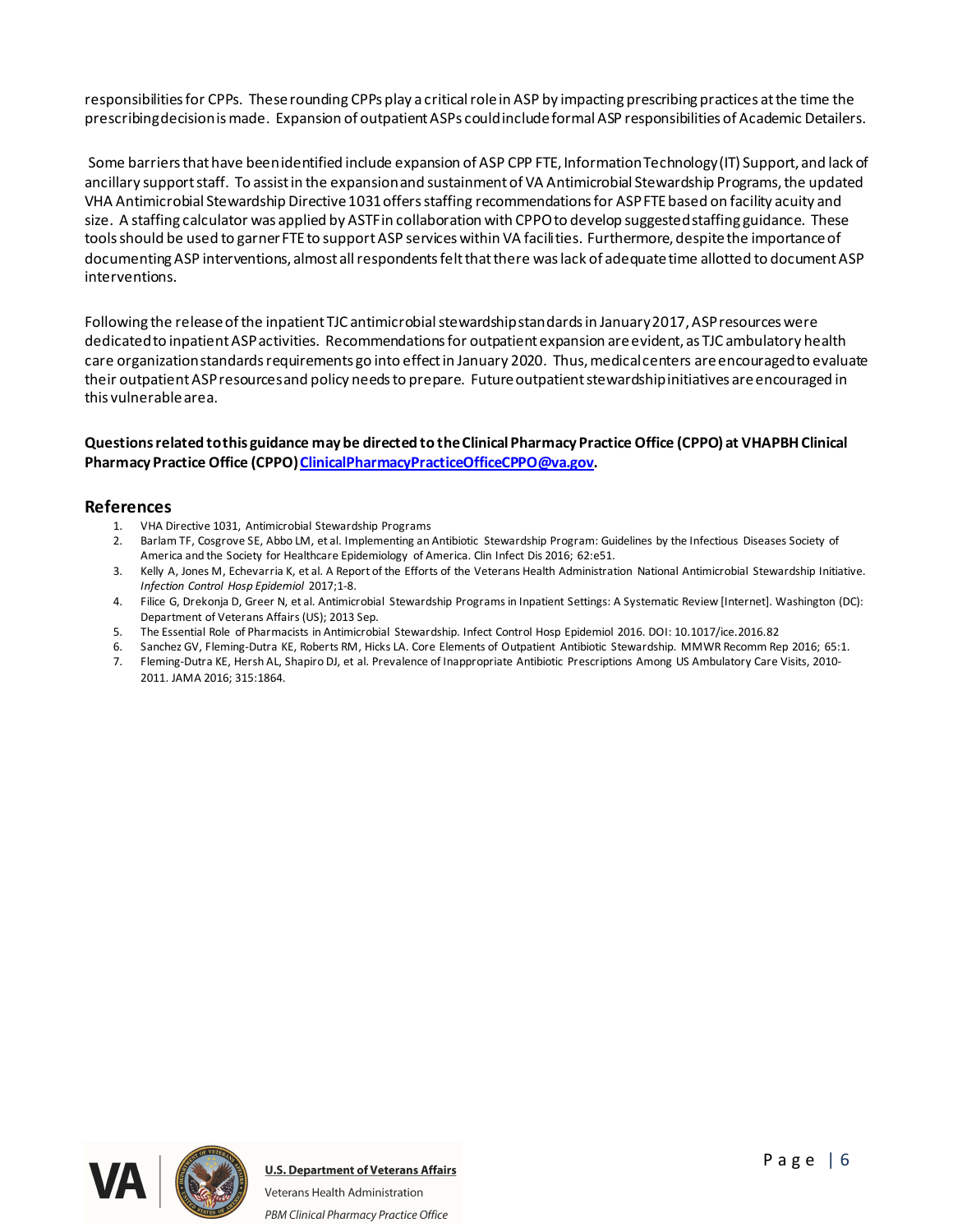responsibilities for CPPs. These rounding CPPs play a critical role in ASP by impacting prescribing practices at the time the prescribing decision is made. Expansion of outpatient ASPs could include formal ASP responsibilities of Academic Detailers.

Some barriers that have been identified include expansion of ASP CPP FTE, Information Technology (IT) Support, and lack of ancillary support staff. To assist in the expansion and sustainment of VA Antimicrobial Stewardship Programs, the updated VHA Antimicrobial Stewardship Directive 1031 offers staffing recommendations for ASP FTE based on facility acuity and size. A staffing calculator was applied by ASTF in collaboration with CPPO to develop suggested staffing guidance. These tools should be used to garner FTE to support ASP services within VA facilities. Furthermore, despite the importance of documenting ASP interventions, almost all respondents felt that there was lack of adequate time allotted to document ASP interventions.

Following the release of the inpatient TJC antimicrobial stewardship standards in January 2017, ASP resources were dedicated to inpatient ASP activities. Recommendations for outpatient expansion are evident, as TJC ambulatory health care organization standards requirements go into effect in January 2020. Thus, medical centers are encouraged to evaluate their outpatient ASP resources and policy needs to prepare. Future outpatient stewardship initiatives are encouraged in this vulnerable area.

**Questions related to this guidance may be directed to the Clinical Pharmacy Practice Office (CPPO) at VHAPBH Clinical Pharmacy Practice Office (CPPO) ClinicalPharmacyPracticeOfficeCPPO@va.gov.**

## References

1. VHA Directive 1031, Antimicrobial Stewardship Programs
2. Barlam TF, Cosgrove SE, Abbo LM, et al. Implementing an Antibiotic Stewardship Program: Guidelines by the Infectious Diseases Society of America and the Society for Healthcare Epidemiology of America. Clin Infect Dis 2016; 62:e51.
3. Kelly A, Jones M, Echevarria K, et al. A Report of the Efforts of the Veterans Health Administration National Antimicrobial Stewardship Initiative. *Infection Control Hosp Epidemiol* 2017;1-8.
4. Filice G, Drekonja D, Greer N, et al. Antimicrobial Stewardship Programs in Inpatient Settings: A Systematic Review [Internet]. Washington (DC): Department of Veterans Affairs (US); 2013 Sep.
5. The Essential Role of Pharmacists in Antimicrobial Stewardship. Infect Control Hosp Epidemiol 2016. DOI: 10.1017/ice.2016.82
6. Sanchez GV, Fleming-Dutra KE, Roberts RM, Hicks LA. Core Elements of Outpatient Antibiotic Stewardship. MMWR Recomm Rep 2016; 65:1.
7. Fleming-Dutra KE, Hersh AL, Shapiro DJ, et al. Prevalence of Inappropriate Antibiotic Prescriptions Among US Ambulatory Care Visits, 2010-2011. JAMA 2016; 315:1864.